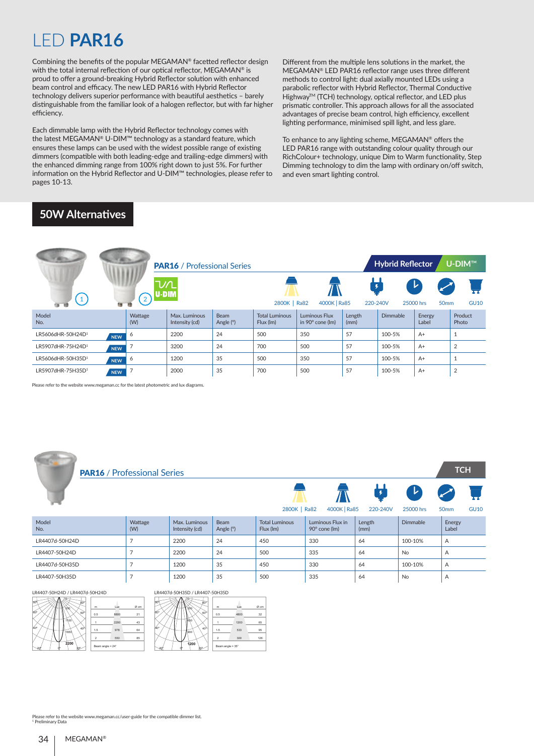# LED **PAR16**

Combining the benefits of the popular MEGAMAN® facetted reflector design with the total internal reflection of our optical reflector, MEGAMAN® is proud to offer a ground-breaking Hybrid Reflector solution with enhanced beam control and efficacy. The new LED PAR16 with Hybrid Reflector technology delivers superior performance with beautiful aesthetics – barely distinguishable from the familiar look of a halogen reflector, but with far higher efficiency.

Each dimmable lamp with the Hybrid Reflector technology comes with the latest MEGAMAN® U-DIM™ technology as a standard feature, which ensures these lamps can be used with the widest possible range of existing dimmers (compatible with both leading-edge and trailing-edge dimmers) with the enhanced dimming range from 100% right down to just 5%. For further information on the Hybrid Reflector and U-DIM™ technologies, please refer to pages 10-13.

Different from the multiple lens solutions in the market, the MEGAMAN® LED PAR16 reflector range uses three different methods to control light: dual axially mounted LEDs using a parabolic reflector with Hybrid Reflector, Thermal Conductive Highway™ (TCH) technology, optical reflector, and LED plus prismatic controller. This approach allows for all the associated advantages of precise beam control, high efficiency, excellent lighting performance, minimised spill light, and less glare.

To enhance to any lighting scheme, MEGAMAN® offers the LED PAR16 range with outstanding colour quality through our RichColour+ technology, unique Dim to Warm functionality, Step Dimming technology to dim the lamp with ordinary on/off switch, and even smart lighting control.

## 50W Alternatives

### PAR16 / Professional Series

Hybrid Reflector | U-DIM™

2800K | Ra82 · 4000K | Ra85 · 220-240V · 25000 hrs · 50mm · GU10

| Model No. | Wattage (W) | Max. Luminous Intensity (cd) | Beam Angle (°) | Total Luminous Flux (lm) | Luminous Flux in 90° cone (lm) | Length (mm) | Dimmable | Energy Label | Product Photo |
|---|---|---|---|---|---|---|---|---|---|
| LR5606dHR-50H24D[1] NEW | 6 | 2200 | 24 | 500 | 350 | 57 | 100-5% | A+ | 1 |
| LR5907dHR-75H24D[1] NEW | 7 | 3200 | 24 | 700 | 500 | 57 | 100-5% | A+ | 2 |
| LR5606dHR-50H35D[1] NEW | 6 | 1200 | 35 | 500 | 350 | 57 | 100-5% | A+ | 1 |
| LR5907dHR-75H35D[1] NEW | 7 | 2000 | 35 | 700 | 500 | 57 | 100-5% | A+ | 2 |

Please refer to the website www.megaman.cc for the latest photometric and lux diagrams.

### PAR16 / Professional Series

TCH

2800K | Ra82 · 4000K | Ra85 · 220-240V · 25000 hrs · 50mm · GU10

| Model No. | Wattage (W) | Max. Luminous Intensity (cd) | Beam Angle (°) | Total Luminous Flux (lm) | Luminous Flux in 90° cone (lm) | Length (mm) | Dimmable | Energy Label |
|---|---|---|---|---|---|---|---|---|
| LR4407d-50H24D | 7 | 2200 | 24 | 450 | 330 | 64 | 100-10% | A |
| LR4407-50H24D | 7 | 2200 | 24 | 500 | 335 | 64 | No | A |
| LR4407d-50H35D | 7 | 1200 | 35 | 450 | 330 | 64 | 100-10% | A |
| LR4407-50H35D | 7 | 1200 | 35 | 500 | 335 | 64 | No | A |

LR4407-50H24D / LR4407d-50H24D

| m | Lux | Ø cm |
|---|---|---|
| 0.5 | 8800 | 21 |
| 1 | 2200 | 43 |
| 1.5 | 978 | 64 |
| 2 | 550 | 85 |

Beam angle = 24°

LR4407d-50H35D / LR4407-50H35D

| m | Lux | Ø cm |
|---|---|---|
| 0.5 | 4800 | 32 |
| 1 | 1200 | 65 |
| 1.5 | 533 | 95 |
| 2 | 300 | 126 |

Beam angle = 35°

Please refer to the website www.megaman.cc/user-guide for the compatible dimmer list.
[1] Preliminary Data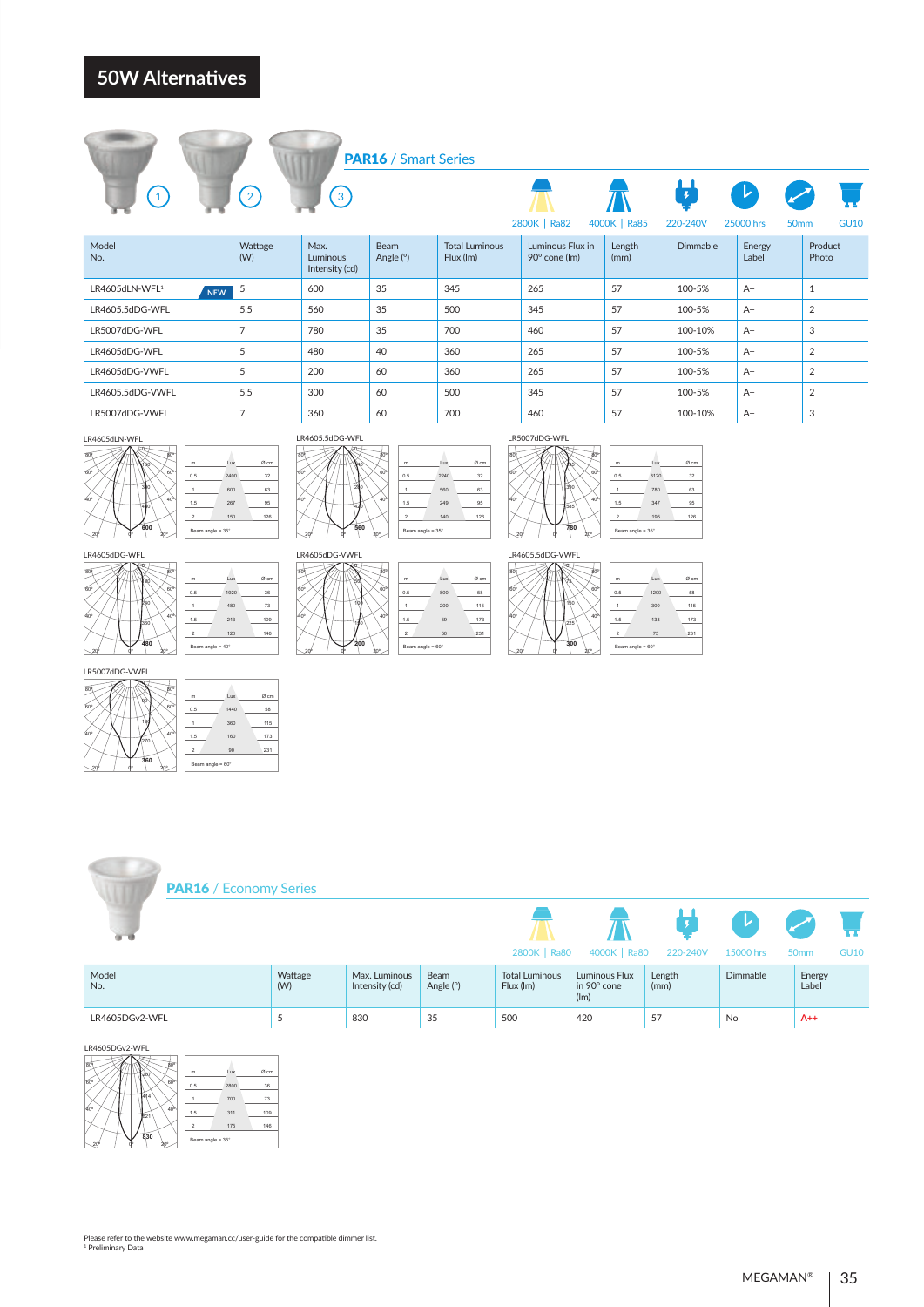# 50W Alternatives

## PAR16 / Smart Series

2800K | Ra82 4000K | Ra85 220-240V 25000 hrs 50mm GU10

| Model No. | Wattage (W) | Max. Luminous Intensity (cd) | Beam Angle (°) | Total Luminous Flux (lm) | Luminous Flux in 90° cone (lm) | Length (mm) | Dimmable | Energy Label | Product Photo |
|---|---|---|---|---|---|---|---|---|---|
| LR4605dLN-WFL[1] NEW | 5 | 600 | 35 | 345 | 265 | 57 | 100-5% | A+ | 1 |
| LR4605.5dDG-WFL | 5.5 | 560 | 35 | 500 | 345 | 57 | 100-5% | A+ | 2 |
| LR5007dDG-WFL | 7 | 780 | 35 | 700 | 460 | 57 | 100-10% | A+ | 3 |
| LR4605dDG-WFL | 5 | 480 | 40 | 360 | 265 | 57 | 100-5% | A+ | 2 |
| LR4605dDG-VWFL | 5 | 200 | 60 | 360 | 265 | 57 | 100-5% | A+ | 2 |
| LR4605.5dDG-VWFL | 5.5 | 300 | 60 | 500 | 345 | 57 | 100-5% | A+ | 2 |
| LR5007dDG-VWFL | 7 | 360 | 60 | 700 | 460 | 57 | 100-10% | A+ | 3 |

LR4605dLN-WFL

| m | Lux | Ø cm |
|---|---|---|
| 0.5 | 2400 | 32 |
| 1 | 600 | 63 |
| 1.5 | 267 | 95 |
| 2 | 150 | 126 |

Beam angle = 35°

LR4605.5dDG-WFL

| m | Lux | Ø cm |
|---|---|---|
| 0.5 | 2240 | 32 |
| 1 | 560 | 63 |
| 1.5 | 249 | 95 |
| 2 | 140 | 126 |

Beam angle = 35°

LR5007dDG-WFL

| m | Lux | Ø cm |
|---|---|---|
| 0.5 | 3120 | 32 |
| 1 | 780 | 63 |
| 1.5 | 347 | 95 |
| 2 | 195 | 126 |

Beam angle = 35°

LR4605dDG-WFL

| m | Lux | Ø cm |
|---|---|---|
| 0.5 | 1920 | 36 |
| 1 | 480 | 73 |
| 1.5 | 213 | 109 |
| 2 | 120 | 146 |

Beam angle = 40°

LR4605dDG-VWFL

| m | Lux | Ø cm |
|---|---|---|
| 0.5 | 800 | 58 |
| 1 | 200 | 115 |
| 1.5 | 59 | 173 |
| 2 | 50 | 231 |

Beam angle = 60°

LR4605.5dDG-VWFL

| m | Lux | Ø cm |
|---|---|---|
| 0.5 | 1200 | 58 |
| 1 | 300 | 115 |
| 1.5 | 133 | 173 |
| 2 | 75 | 231 |

Beam angle = 60°

LR5007dDG-VWFL

| m | Lux | Ø cm |
|---|---|---|
| 0.5 | 1440 | 58 |
| 1 | 360 | 115 |
| 1.5 | 160 | 173 |
| 2 | 90 | 231 |

Beam angle = 60°

## PAR16 / Economy Series

2800K | Ra80 4000K | Ra80 220-240V 15000 hrs 50mm GU10

| Model No. | Wattage (W) | Max. Luminous Intensity (cd) | Beam Angle (°) | Total Luminous Flux (lm) | Luminous Flux in 90° cone (lm) | Length (mm) | Dimmable | Energy Label |
|---|---|---|---|---|---|---|---|---|
| LR4605DGv2-WFL | 5 | 830 | 35 | 500 | 420 | 57 | No | A++ |

LR4605DGv2-WFL

| m | Lux | Ø cm |
|---|---|---|
| 0.5 | 2800 | 36 |
| 1 | 700 | 73 |
| 1.5 | 311 | 109 |
| 2 | 175 | 146 |

Beam angle = 35°

Please refer to the website www.megaman.cc/user-guide for the compatible dimmer list.
[1] Preliminary Data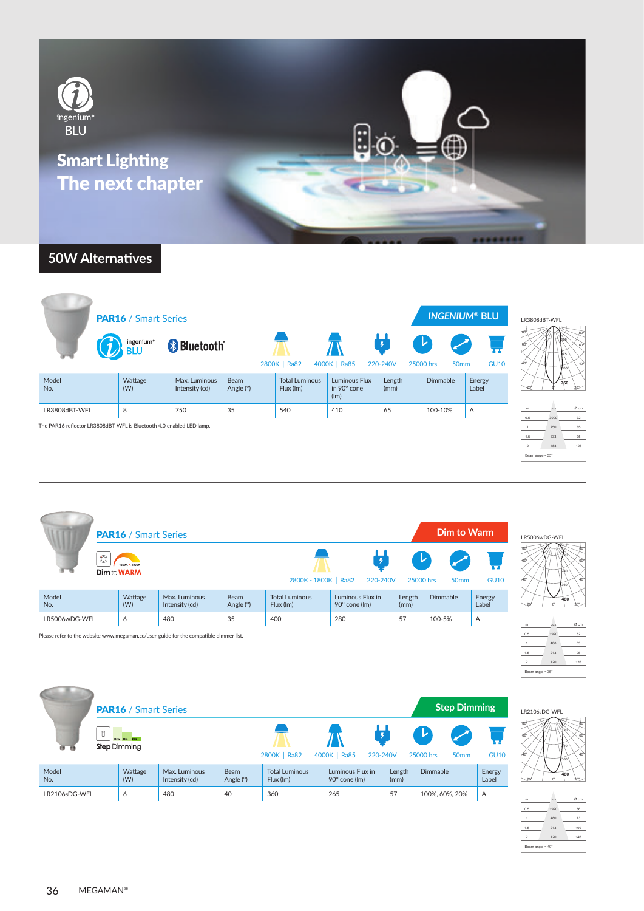ingenium® BLU

# Smart Lighting
# The next chapter

## 50W Alternatives

### PAR16 / Smart Series — INGENIUM® BLU

ingenium® BLU | Bluetooth®

2800K | Ra82 · 4000K | Ra85 · 220-240V · 25000 hrs · 50mm · GU10

| Model No. | Wattage (W) | Max. Luminous Intensity (cd) | Beam Angle (°) | Total Luminous Flux (lm) | Luminous Flux in 90° cone (lm) | Length (mm) | Dimmable | Energy Label |
|---|---|---|---|---|---|---|---|---|
| LR3808dBT-WFL | 8 | 750 | 35 | 540 | 410 | 65 | 100-10% | A |

The PAR16 reflector LR3808dBT-WFL is Bluetooth 4.0 enabled LED lamp.

LR3808dBT-WFL

| m | Lux | Ø cm |
|---|---|---|
| 0.5 | 3000 | 32 |
| 1 | 750 | 65 |
| 1.5 | 333 | 95 |
| 2 | 188 | 126 |

Beam angle = 35°

### PAR16 / Smart Series — Dim to Warm

Dim to WARM

2800K - 1800K | Ra82 · 220-240V · 25000 hrs · 50mm · GU10

| Model No. | Wattage (W) | Max. Luminous Intensity (cd) | Beam Angle (°) | Total Luminous Flux (lm) | Luminous Flux in 90° cone (lm) | Length (mm) | Dimmable | Energy Label |
|---|---|---|---|---|---|---|---|---|
| LR5006wDG-WFL | 6 | 480 | 35 | 400 | 280 | 57 | 100-5% | A |

Please refer to the website www.megaman.cc/user-guide for the compatible dimmer list.

LR5006wDG-WFL

| m | Lux | Ø cm |
|---|---|---|
| 0.5 | 1920 | 32 |
| 1 | 480 | 63 |
| 1.5 | 213 | 95 |
| 2 | 120 | 126 |

Beam angle = 35°

### PAR16 / Smart Series — Step Dimming

Step Dimming

2800K | Ra82 · 4000K | Ra85 · 220-240V · 25000 hrs · 50mm · GU10

| Model No. | Wattage (W) | Max. Luminous Intensity (cd) | Beam Angle (°) | Total Luminous Flux (lm) | Luminous Flux in 90° cone (lm) | Length (mm) | Dimmable | Energy Label |
|---|---|---|---|---|---|---|---|---|
| LR2106sDG-WFL | 6 | 480 | 40 | 360 | 265 | 57 | 100%, 60%, 20% | A |

LR2106sDG-WFL

| m | Lux | Ø cm |
|---|---|---|
| 0.5 | 1920 | 36 |
| 1 | 480 | 73 |
| 1.5 | 213 | 109 |
| 2 | 120 | 146 |

Beam angle = 40°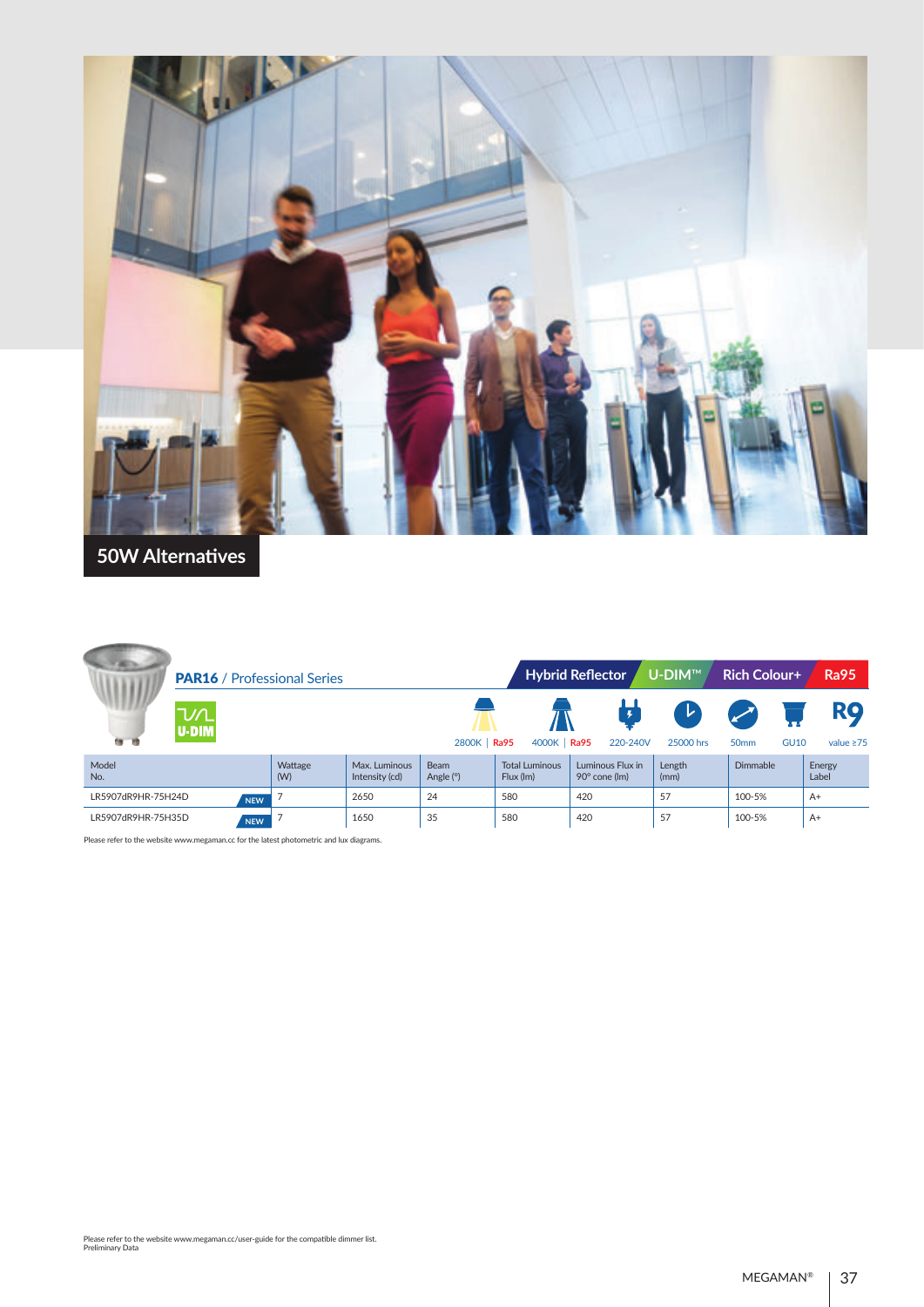## 50W Alternatives

### PAR16 / Professional Series

Hybrid Reflector | U-DIM™ | Rich Colour+ | Ra95

U-DIM

2800K | Ra95 · 4000K | Ra95 · 220-240V · 25000 hrs · 50mm · GU10 · R9 value ≥75

| Model No. | Wattage (W) | Max. Luminous Intensity (cd) | Beam Angle (°) | Total Luminous Flux (lm) | Luminous Flux in 90° cone (lm) | Length (mm) | Dimmable | Energy Label |
|---|---|---|---|---|---|---|---|---|
| LR5907dR9HR-75H24D NEW | 7 | 2650 | 24 | 580 | 420 | 57 | 100-5% | A+ |
| LR5907dR9HR-75H35D NEW | 7 | 1650 | 35 | 580 | 420 | 57 | 100-5% | A+ |

Please refer to the website www.megaman.cc for the latest photometric and lux diagrams.

Please refer to the website www.megaman.cc/user-guide for the compatible dimmer list.
Preliminary Data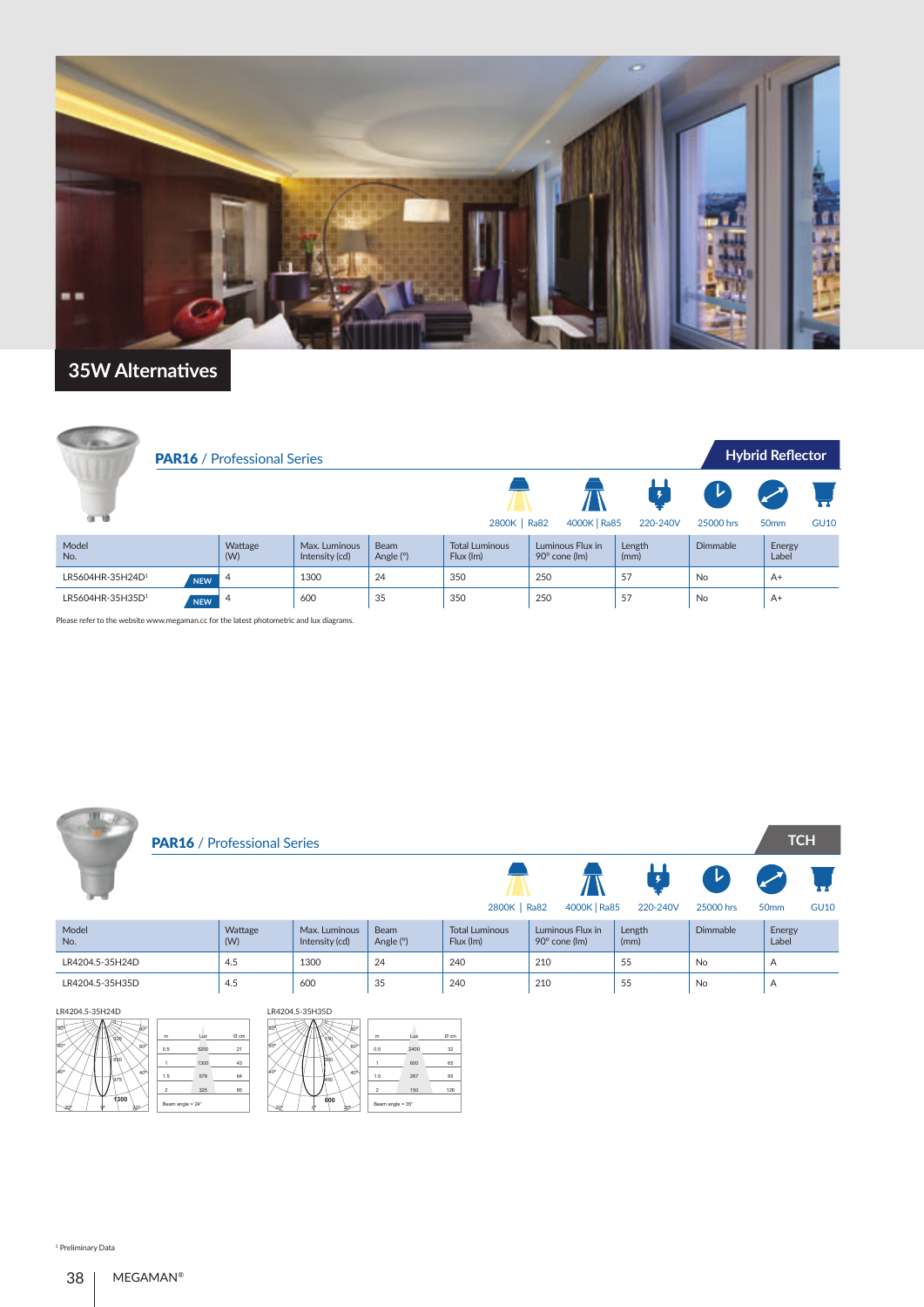# 35W Alternatives

## PAR16 / Professional Series

**Hybrid Reflector**

2800K | Ra82 · 4000K | Ra85 · 220-240V · 25000 hrs · 50mm · GU10

| Model No. | Wattage (W) | Max. Luminous Intensity (cd) | Beam Angle (°) | Total Luminous Flux (lm) | Luminous Flux in 90° cone (lm) | Length (mm) | Dimmable | Energy Label |
|---|---|---|---|---|---|---|---|---|
| LR5604HR-35H24D[1] NEW | 4 | 1300 | 24 | 350 | 250 | 57 | No | A+ |
| LR5604HR-35H35D[1] NEW | 4 | 600 | 35 | 350 | 250 | 57 | No | A+ |

Please refer to the website www.megaman.cc for the latest photometric and lux diagrams.

## PAR16 / Professional Series

**TCH**

2800K | Ra82 · 4000K | Ra85 · 220-240V · 25000 hrs · 50mm · GU10

| Model No. | Wattage (W) | Max. Luminous Intensity (cd) | Beam Angle (°) | Total Luminous Flux (lm) | Luminous Flux in 90° cone (lm) | Length (mm) | Dimmable | Energy Label |
|---|---|---|---|---|---|---|---|---|
| LR4204.5-35H24D | 4.5 | 1300 | 24 | 240 | 210 | 55 | No | A |
| LR4204.5-35H35D | 4.5 | 600 | 35 | 240 | 210 | 55 | No | A |

LR4204.5-35H24D

| m | Lux | Ø cm |
|---|---|---|
| 0.5 | 5200 | 21 |
| 1 | 1300 | 43 |
| 1.5 | 578 | 64 |
| 2 | 325 | 85 |

Beam angle = 24°

LR4204.5-35H35D

| m | Lux | Ø cm |
|---|---|---|
| 0.5 | 2400 | 32 |
| 1 | 600 | 65 |
| 1.5 | 267 | 95 |
| 2 | 150 | 126 |

Beam angle = 35°

[1] Preliminary Data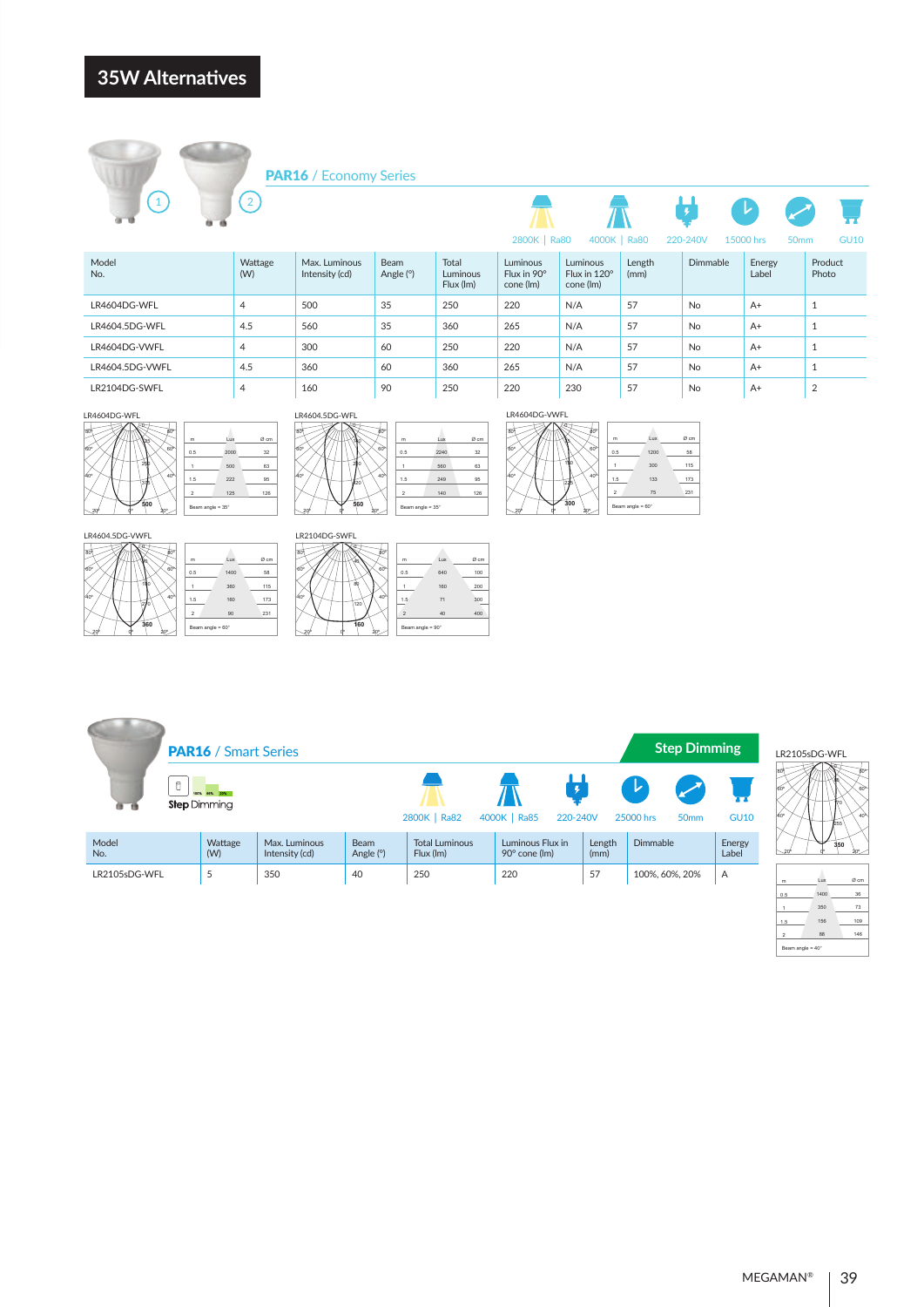# 35W Alternatives

## PAR16 / Economy Series

2800K | Ra80   4000K | Ra80   220-240V   15000 hrs   50mm   GU10

| Model No. | Wattage (W) | Max. Luminous Intensity (cd) | Beam Angle (°) | Total Luminous Flux (lm) | Luminous Flux in 90° cone (lm) | Luminous Flux in 120° cone (lm) | Length (mm) | Dimmable | Energy Label | Product Photo |
|---|---|---|---|---|---|---|---|---|---|---|
| LR4604DG-WFL | 4 | 500 | 35 | 250 | 220 | N/A | 57 | No | A+ | 1 |
| LR4604.5DG-WFL | 4.5 | 560 | 35 | 360 | 265 | N/A | 57 | No | A+ | 1 |
| LR4604DG-VWFL | 4 | 300 | 60 | 250 | 220 | N/A | 57 | No | A+ | 1 |
| LR4604.5DG-VWFL | 4.5 | 360 | 60 | 360 | 265 | N/A | 57 | No | A+ | 1 |
| LR2104DG-SWFL | 4 | 160 | 90 | 250 | 220 | 230 | 57 | No | A+ | 2 |

LR4604DG-WFL

| m | Lux | Ø cm |
|---|---|---|
| 0.5 | 2000 | 32 |
| 1 | 500 | 63 |
| 1.5 | 222 | 95 |
| 2 | 125 | 126 |

Beam angle = 35°

LR4604.5DG-WFL

| m | Lux | Ø cm |
|---|---|---|
| 0.5 | 2240 | 32 |
| 1 | 560 | 63 |
| 1.5 | 249 | 95 |
| 2 | 140 | 126 |

Beam angle = 35°

LR4604DG-VWFL

| m | Lux | Ø cm |
|---|---|---|
| 0.5 | 1200 | 58 |
| 1 | 300 | 115 |
| 1.5 | 133 | 173 |
| 2 | 75 | 231 |

Beam angle = 60°

LR4604.5DG-VWFL

| m | Lux | Ø cm |
|---|---|---|
| 0.5 | 1400 | 58 |
| 1 | 360 | 115 |
| 1.5 | 160 | 173 |
| 2 | 90 | 231 |

Beam angle = 60°

LR2104DG-SWFL

| m | Lux | Ø cm |
|---|---|---|
| 0.5 | 640 | 100 |
| 1 | 160 | 200 |
| 1.5 | 71 | 300 |
| 2 | 40 | 400 |

Beam angle = 90°

## PAR16 / Smart Series

**Step Dimming**

Step Dimming

2800K | Ra82   4000K | Ra85   220-240V   25000 hrs   50mm   GU10

| Model No. | Wattage (W) | Max. Luminous Intensity (cd) | Beam Angle (°) | Total Luminous Flux (lm) | Luminous Flux in 90° cone (lm) | Length (mm) | Dimmable | Energy Label |
|---|---|---|---|---|---|---|---|---|
| LR2105sDG-WFL | 5 | 350 | 40 | 250 | 220 | 57 | 100%, 60%, 20% | A |

LR2105sDG-WFL

| m | Lux | Ø cm |
|---|---|---|
| 0.5 | 1400 | 36 |
| 1 | 350 | 73 |
| 1.5 | 156 | 109 |
| 2 | 88 | 146 |

Beam angle = 40°